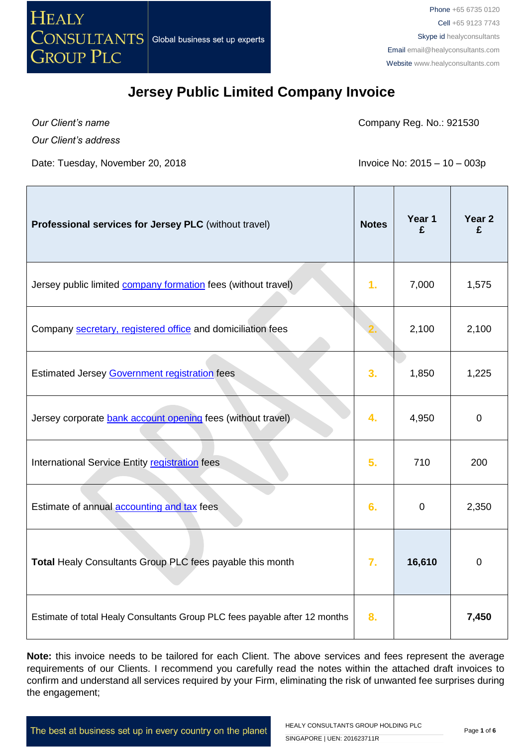# Jersey Public Limited Company Invoice

*Our Client's name*

*Our Client's address*

Company Reg. No.: 921530

Date: Tuesday, November 20, 2018

Invoice No: 2015 – 10 – 003p

| **Professional services for Jersey PLC** (without travel) | **Notes** | **Year 1 £** | **Year 2 £** |
|---|---|---|---|
| Jersey public limited company formation fees (without travel) | 1. | 7,000 | 1,575 |
| Company secretary, registered office and domiciliation fees | 2. | 2,100 | 2,100 |
| Estimated Jersey Government registration fees | 3. | 1,850 | 1,225 |
| Jersey corporate bank account opening fees (without travel) | 4. | 4,950 | 0 |
| International Service Entity registration fees | 5. | 710 | 200 |
| Estimate of annual accounting and tax fees | 6. | 0 | 2,350 |
| **Total** Healy Consultants Group PLC fees payable this month | 7. | **16,610** | 0 |
| Estimate of total Healy Consultants Group PLC fees payable after 12 months | 8. | | **7,450** |

**Note:** this invoice needs to be tailored for each Client. The above services and fees represent the average requirements of our Clients. I recommend you carefully read the notes within the attached draft invoices to confirm and understand all services required by your Firm, eliminating the risk of unwanted fee surprises during the engagement;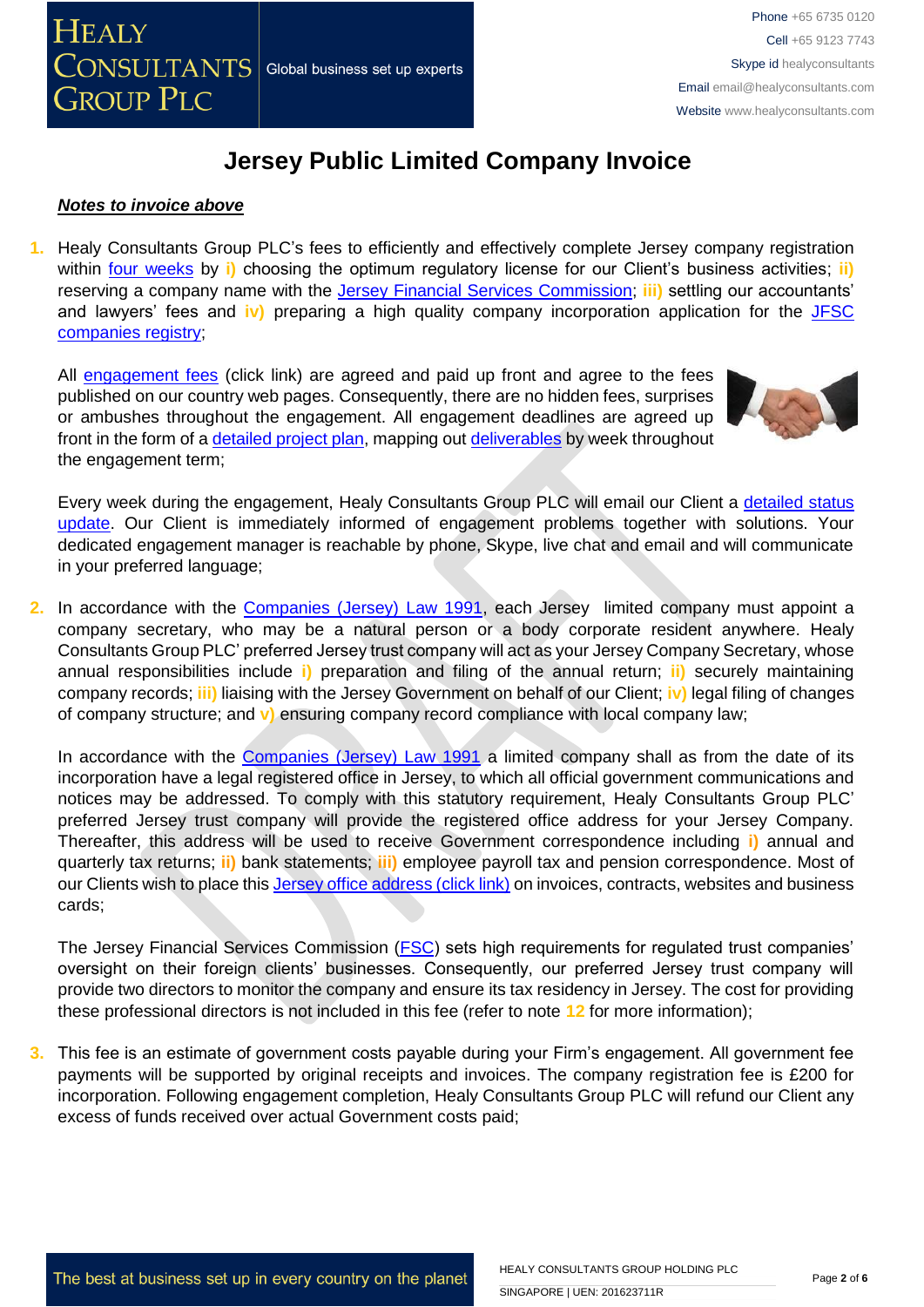# Jersey Public Limited Company Invoice

***Notes to invoice above***

1. Healy Consultants Group PLC's fees to efficiently and effectively complete Jersey company registration within four weeks by **i)** choosing the optimum regulatory license for our Client's business activities; **ii)** reserving a company name with the Jersey Financial Services Commission; **iii)** settling our accountants' and lawyers' fees and **iv)** preparing a high quality company incorporation application for the JFSC companies registry;

   All engagement fees (click link) are agreed and paid up front and agree to the fees published on our country web pages. Consequently, there are no hidden fees, surprises or ambushes throughout the engagement. All engagement deadlines are agreed up front in the form of a detailed project plan, mapping out deliverables by week throughout the engagement term;

   Every week during the engagement, Healy Consultants Group PLC will email our Client a detailed status update. Our Client is immediately informed of engagement problems together with solutions. Your dedicated engagement manager is reachable by phone, Skype, live chat and email and will communicate in your preferred language;

2. In accordance with the Companies (Jersey) Law 1991, each Jersey limited company must appoint a company secretary, who may be a natural person or a body corporate resident anywhere. Healy Consultants Group PLC' preferred Jersey trust company will act as your Jersey Company Secretary, whose annual responsibilities include **i)** preparation and filing of the annual return; **ii)** securely maintaining company records; **iii)** liaising with the Jersey Government on behalf of our Client; **iv)** legal filing of changes of company structure; and **v)** ensuring company record compliance with local company law;

   In accordance with the Companies (Jersey) Law 1991 a limited company shall as from the date of its incorporation have a legal registered office in Jersey, to which all official government communications and notices may be addressed. To comply with this statutory requirement, Healy Consultants Group PLC' preferred Jersey trust company will provide the registered office address for your Jersey Company. Thereafter, this address will be used to receive Government correspondence including **i)** annual and quarterly tax returns; **ii)** bank statements; **iii)** employee payroll tax and pension correspondence. Most of our Clients wish to place this Jersey office address (click link) on invoices, contracts, websites and business cards;

   The Jersey Financial Services Commission (FSC) sets high requirements for regulated trust companies' oversight on their foreign clients' businesses. Consequently, our preferred Jersey trust company will provide two directors to monitor the company and ensure its tax residency in Jersey. The cost for providing these professional directors is not included in this fee (refer to note **12** for more information);

3. This fee is an estimate of government costs payable during your Firm's engagement. All government fee payments will be supported by original receipts and invoices. The company registration fee is £200 for incorporation. Following engagement completion, Healy Consultants Group PLC will refund our Client any excess of funds received over actual Government costs paid;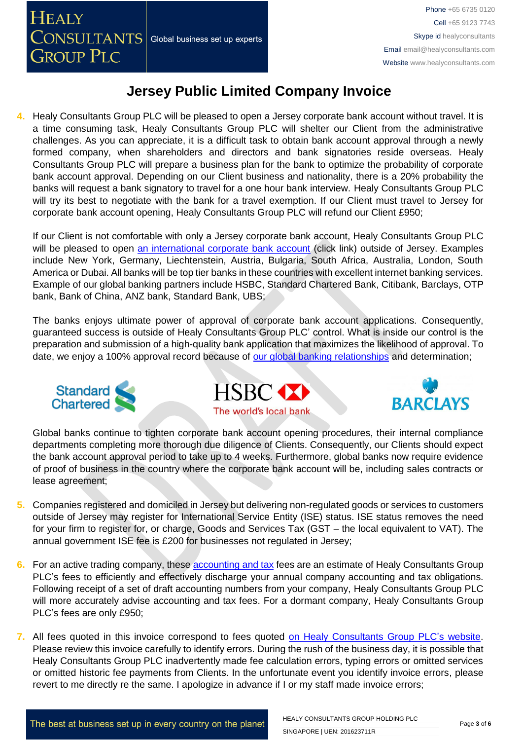# Jersey Public Limited Company Invoice

4. Healy Consultants Group PLC will be pleased to open a Jersey corporate bank account without travel. It is a time consuming task, Healy Consultants Group PLC will shelter our Client from the administrative challenges. As you can appreciate, it is a difficult task to obtain bank account approval through a newly formed company, when shareholders and directors and bank signatories reside overseas. Healy Consultants Group PLC will prepare a business plan for the bank to optimize the probability of corporate bank account approval. Depending on our Client business and nationality, there is a 20% probability the banks will request a bank signatory to travel for a one hour bank interview. Healy Consultants Group PLC will try its best to negotiate with the bank for a travel exemption. If our Client must travel to Jersey for corporate bank account opening, Healy Consultants Group PLC will refund our Client £950;

   If our Client is not comfortable with only a Jersey corporate bank account, Healy Consultants Group PLC will be pleased to open an international corporate bank account (click link) outside of Jersey. Examples include New York, Germany, Liechtenstein, Austria, Bulgaria, South Africa, Australia, London, South America or Dubai. All banks will be top tier banks in these countries with excellent internet banking services. Example of our global banking partners include HSBC, Standard Chartered Bank, Citibank, Barclays, OTP bank, Bank of China, ANZ bank, Standard Bank, UBS;

   The banks enjoys ultimate power of approval of corporate bank account applications. Consequently, guaranteed success is outside of Healy Consultants Group PLC' control. What is inside our control is the preparation and submission of a high-quality bank application that maximizes the likelihood of approval. To date, we enjoy a 100% approval record because of our global banking relationships and determination;

   Global banks continue to tighten corporate bank account opening procedures, their internal compliance departments completing more thorough due diligence of Clients. Consequently, our Clients should expect the bank account approval period to take up to 4 weeks. Furthermore, global banks now require evidence of proof of business in the country where the corporate bank account will be, including sales contracts or lease agreement;

5. Companies registered and domiciled in Jersey but delivering non-regulated goods or services to customers outside of Jersey may register for International Service Entity (ISE) status. ISE status removes the need for your firm to register for, or charge, Goods and Services Tax (GST – the local equivalent to VAT). The annual government ISE fee is £200 for businesses not regulated in Jersey;

6. For an active trading company, these accounting and tax fees are an estimate of Healy Consultants Group PLC's fees to efficiently and effectively discharge your annual company accounting and tax obligations. Following receipt of a set of draft accounting numbers from your company, Healy Consultants Group PLC will more accurately advise accounting and tax fees. For a dormant company, Healy Consultants Group PLC's fees are only £950;

7. All fees quoted in this invoice correspond to fees quoted on Healy Consultants Group PLC's website. Please review this invoice carefully to identify errors. During the rush of the business day, it is possible that Healy Consultants Group PLC inadvertently made fee calculation errors, typing errors or omitted services or omitted historic fee payments from Clients. In the unfortunate event you identify invoice errors, please revert to me directly re the same. I apologize in advance if I or my staff made invoice errors;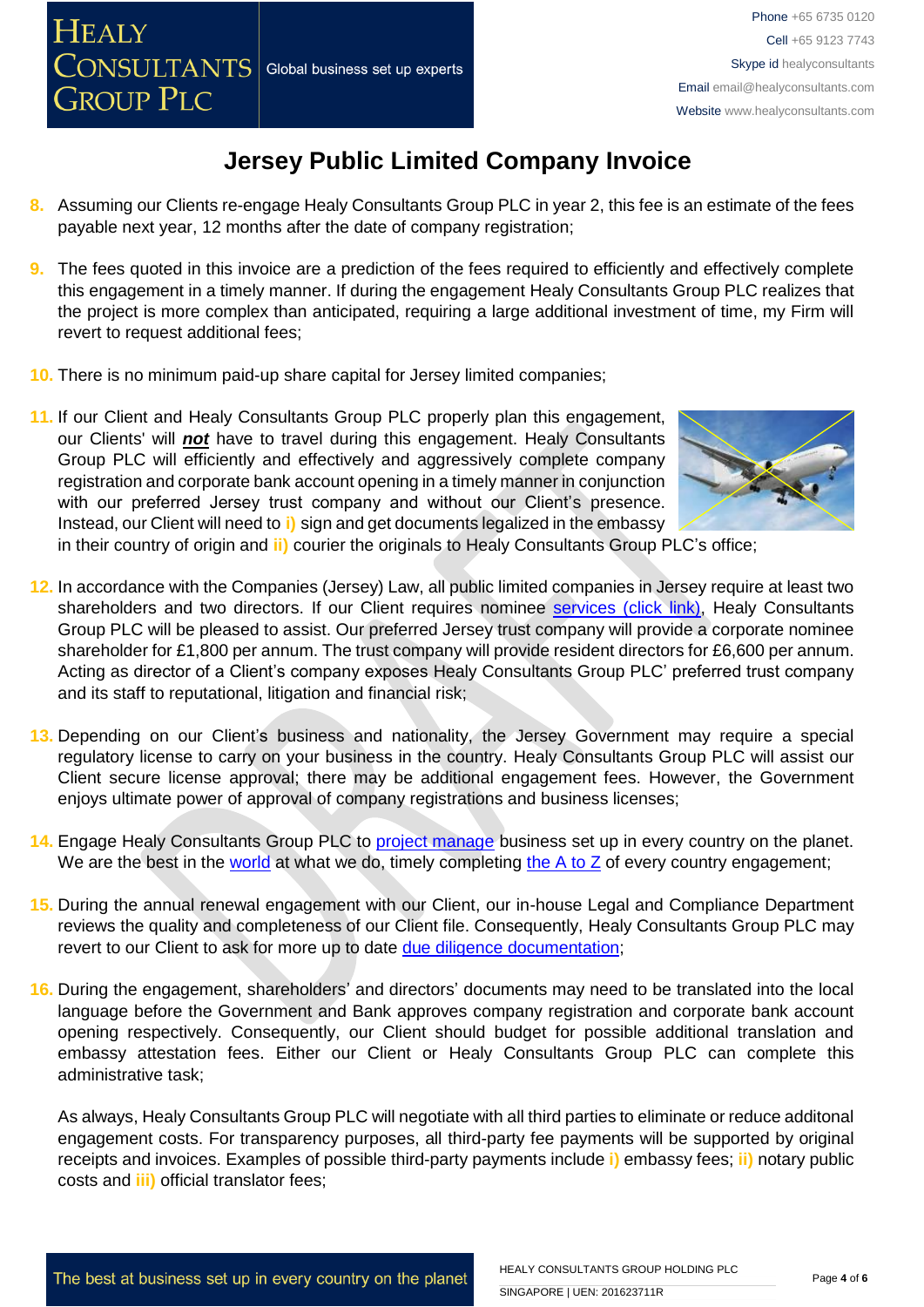# Jersey Public Limited Company Invoice

8. Assuming our Clients re-engage Healy Consultants Group PLC in year 2, this fee is an estimate of the fees payable next year, 12 months after the date of company registration;

9. The fees quoted in this invoice are a prediction of the fees required to efficiently and effectively complete this engagement in a timely manner. If during the engagement Healy Consultants Group PLC realizes that the project is more complex than anticipated, requiring a large additional investment of time, my Firm will revert to request additional fees;

10. There is no minimum paid-up share capital for Jersey limited companies;

11. If our Client and Healy Consultants Group PLC properly plan this engagement, our Clients' will ***not*** have to travel during this engagement. Healy Consultants Group PLC will efficiently and effectively and aggressively complete company registration and corporate bank account opening in a timely manner in conjunction with our preferred Jersey trust company and without our Client's presence. Instead, our Client will need to i) sign and get documents legalized in the embassy in their country of origin and ii) courier the originals to Healy Consultants Group PLC's office;

12. In accordance with the Companies (Jersey) Law, all public limited companies in Jersey require at least two shareholders and two directors. If our Client requires nominee services (click link), Healy Consultants Group PLC will be pleased to assist. Our preferred Jersey trust company will provide a corporate nominee shareholder for £1,800 per annum. The trust company will provide resident directors for £6,600 per annum. Acting as director of a Client's company exposes Healy Consultants Group PLC' preferred trust company and its staff to reputational, litigation and financial risk;

13. Depending on our Client's business and nationality, the Jersey Government may require a special regulatory license to carry on your business in the country. Healy Consultants Group PLC will assist our Client secure license approval; there may be additional engagement fees. However, the Government enjoys ultimate power of approval of company registrations and business licenses;

14. Engage Healy Consultants Group PLC to project manage business set up in every country on the planet. We are the best in the world at what we do, timely completing the A to Z of every country engagement;

15. During the annual renewal engagement with our Client, our in-house Legal and Compliance Department reviews the quality and completeness of our Client file. Consequently, Healy Consultants Group PLC may revert to our Client to ask for more up to date due diligence documentation;

16. During the engagement, shareholders' and directors' documents may need to be translated into the local language before the Government and Bank approves company registration and corporate bank account opening respectively. Consequently, our Client should budget for possible additional translation and embassy attestation fees. Either our Client or Healy Consultants Group PLC can complete this administrative task;

    As always, Healy Consultants Group PLC will negotiate with all third parties to eliminate or reduce additonal engagement costs. For transparency purposes, all third-party fee payments will be supported by original receipts and invoices. Examples of possible third-party payments include i) embassy fees; ii) notary public costs and iii) official translator fees;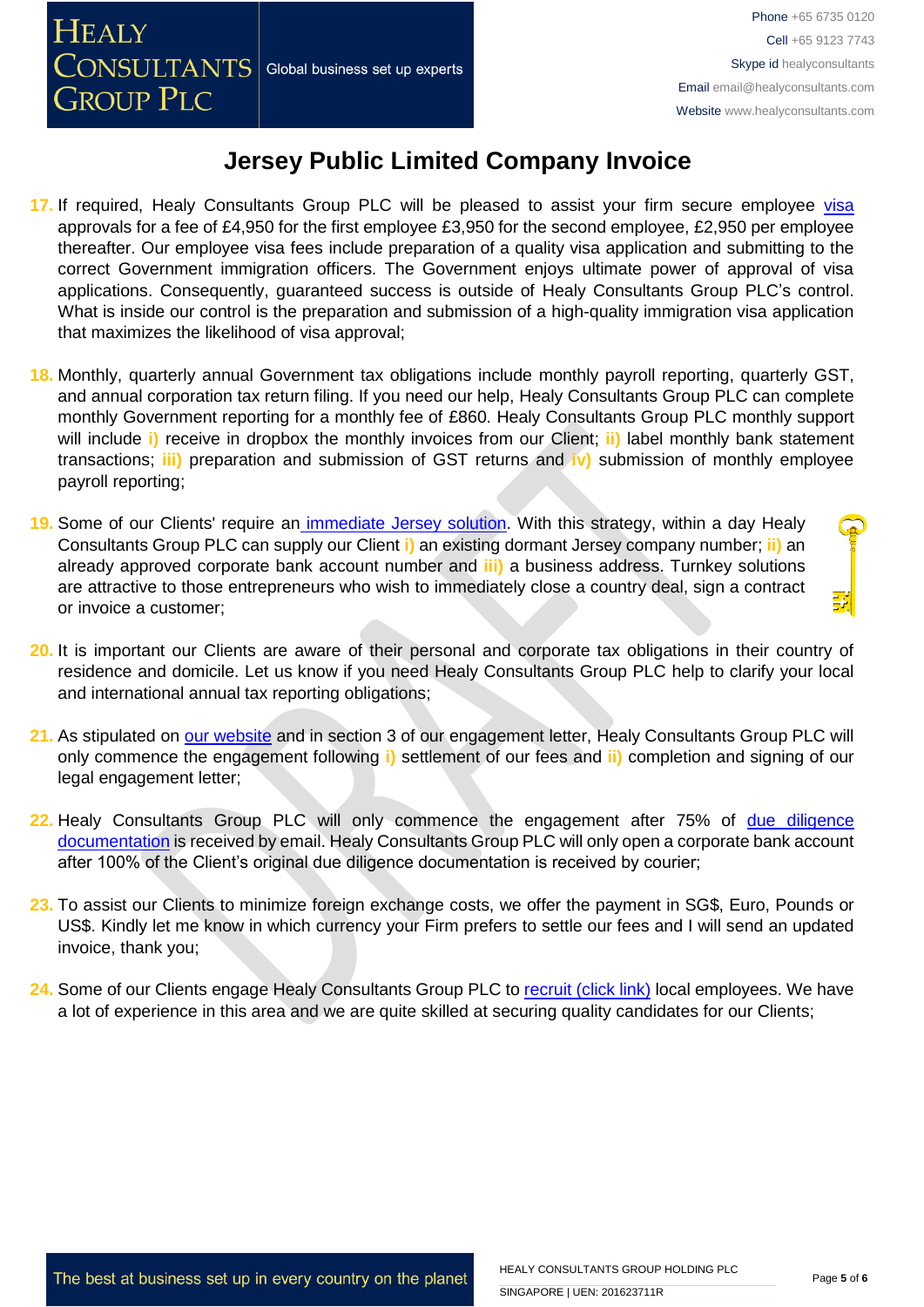# Jersey Public Limited Company Invoice

17. If required, Healy Consultants Group PLC will be pleased to assist your firm secure employee visa approvals for a fee of £4,950 for the first employee £3,950 for the second employee, £2,950 per employee thereafter. Our employee visa fees include preparation of a quality visa application and submitting to the correct Government immigration officers. The Government enjoys ultimate power of approval of visa applications. Consequently, guaranteed success is outside of Healy Consultants Group PLC's control. What is inside our control is the preparation and submission of a high-quality immigration visa application that maximizes the likelihood of visa approval;

18. Monthly, quarterly annual Government tax obligations include monthly payroll reporting, quarterly GST, and annual corporation tax return filing. If you need our help, Healy Consultants Group PLC can complete monthly Government reporting for a monthly fee of £860. Healy Consultants Group PLC monthly support will include **i)** receive in dropbox the monthly invoices from our Client; **ii)** label monthly bank statement transactions; **iii)** preparation and submission of GST returns and **iv)** submission of monthly employee payroll reporting;

19. Some of our Clients' require an immediate Jersey solution. With this strategy, within a day Healy Consultants Group PLC can supply our Client **i)** an existing dormant Jersey company number; **ii)** an already approved corporate bank account number and **iii)** a business address. Turnkey solutions are attractive to those entrepreneurs who wish to immediately close a country deal, sign a contract or invoice a customer;

20. It is important our Clients are aware of their personal and corporate tax obligations in their country of residence and domicile. Let us know if you need Healy Consultants Group PLC help to clarify your local and international annual tax reporting obligations;

21. As stipulated on our website and in section 3 of our engagement letter, Healy Consultants Group PLC will only commence the engagement following **i)** settlement of our fees and **ii)** completion and signing of our legal engagement letter;

22. Healy Consultants Group PLC will only commence the engagement after 75% of due diligence documentation is received by email. Healy Consultants Group PLC will only open a corporate bank account after 100% of the Client's original due diligence documentation is received by courier;

23. To assist our Clients to minimize foreign exchange costs, we offer the payment in SG$, Euro, Pounds or US$. Kindly let me know in which currency your Firm prefers to settle our fees and I will send an updated invoice, thank you;

24. Some of our Clients engage Healy Consultants Group PLC to recruit (click link) local employees. We have a lot of experience in this area and we are quite skilled at securing quality candidates for our Clients;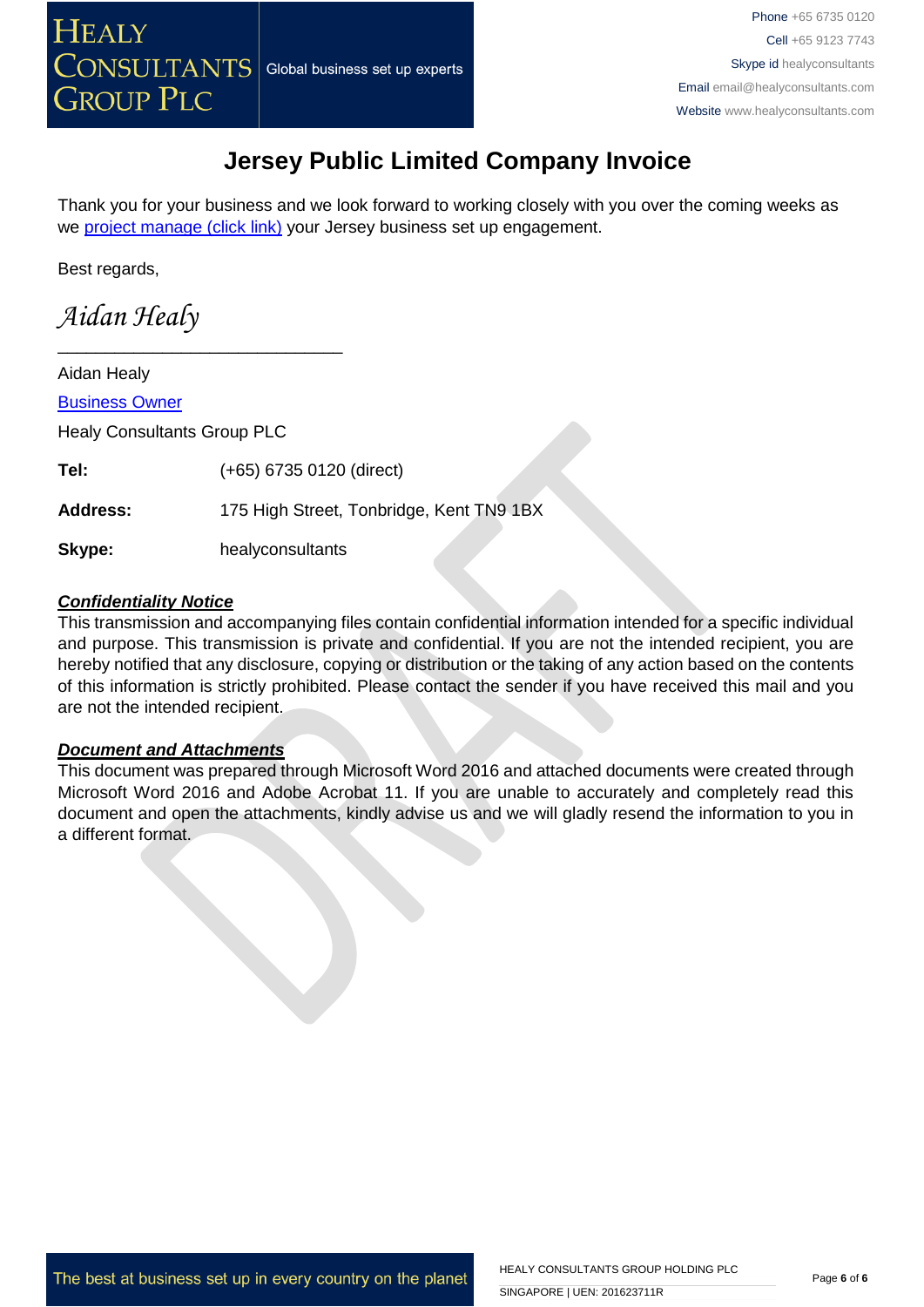# Jersey Public Limited Company Invoice

Thank you for your business and we look forward to working closely with you over the coming weeks as we project manage (click link) your Jersey business set up engagement.

Best regards,

*Aidan Healy*

______________________________

Aidan Healy

Business Owner

Healy Consultants Group PLC

| | |
|---|---|
| **Tel:** | (+65) 6735 0120 (direct) |
| **Address:** | 175 High Street, Tonbridge, Kent TN9 1BX |
| **Skype:** | healyconsultants |

***Confidentiality Notice***

This transmission and accompanying files contain confidential information intended for a specific individual and purpose. This transmission is private and confidential. If you are not the intended recipient, you are hereby notified that any disclosure, copying or distribution or the taking of any action based on the contents of this information is strictly prohibited. Please contact the sender if you have received this mail and you are not the intended recipient.

***Document and Attachments***

This document was prepared through Microsoft Word 2016 and attached documents were created through Microsoft Word 2016 and Adobe Acrobat 11. If you are unable to accurately and completely read this document and open the attachments, kindly advise us and we will gladly resend the information to you in a different format.